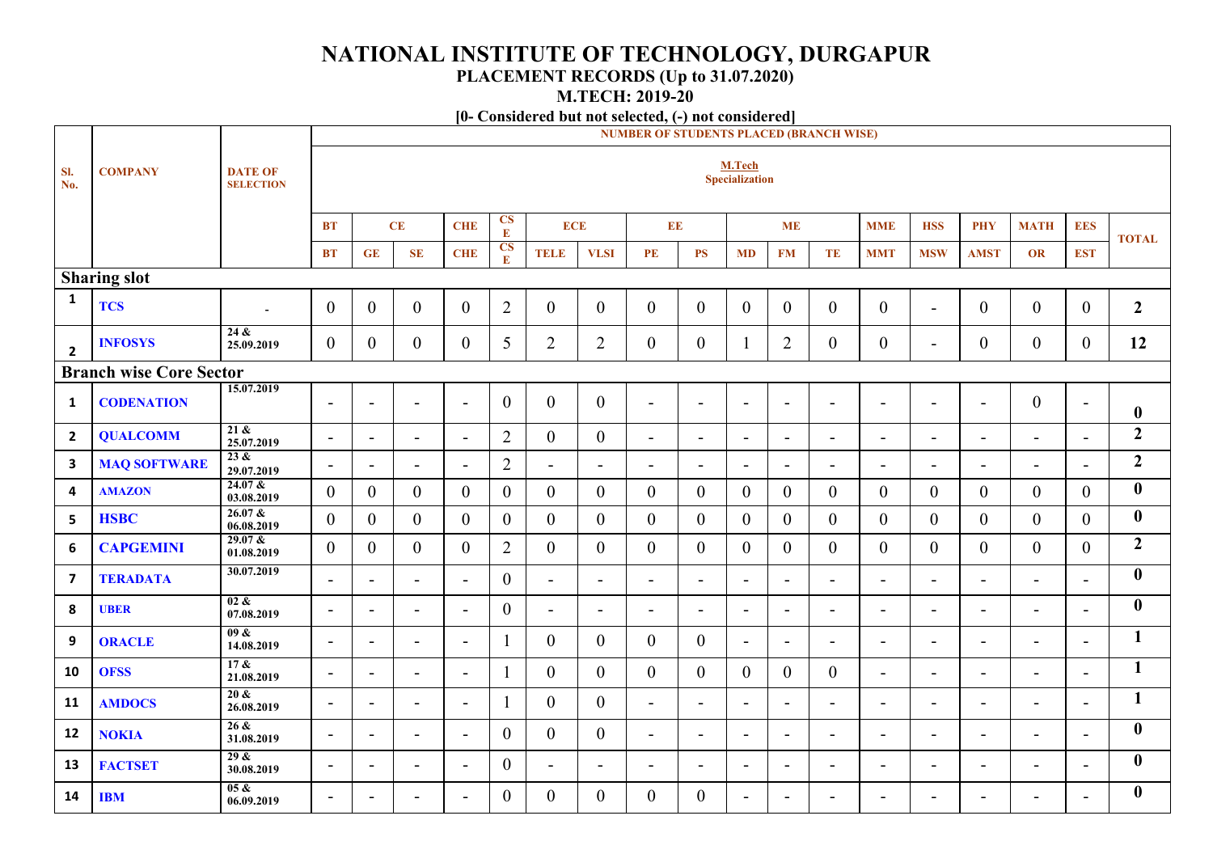# NATIONAL INSTITUTE OF TECHNOLOGY, DURGAPUR

## PLACEMENT RECORDS (Up to 31.07.2020)

## M.TECH: 2019-20

**[0- Considered but not selected, (-) not considered]**

| Sl. No. | COMPANY | DATE OF SELECTION | NUMBER OF STUDENTS PLACED (BRANCH WISE) | | | | | | | | | | | | | | | | | | TOTAL |
|---|---|---|---|---|---|---|---|---|---|---|---|---|---|---|---|---|---|---|---|---|---|
| | | | M.Tech Specialization | | | | | | | | | | | | | | | | | | |
| | | | BT | CE | | CHE | CSE | ECE | | EE | | ME | | | MME | HSS | PHY | MATH | EES | | |
| | | | BT | GE | SE | CHE | CSE | TELE | VLSI | PE | PS | MD | FM | TE | MMT | MSW | AMST | OR | EST | | |
| **Sharing slot** | | | | | | | | | | | | | | | | | | | | | |
| 1 | TCS | - | 0 | 0 | 0 | 0 | 2 | 0 | 0 | 0 | 0 | 0 | 0 | 0 | 0 | - | 0 | 0 | 0 | | **2** |
| 2 | INFOSYS | 24 & 25.09.2019 | 0 | 0 | 0 | 0 | 5 | 2 | 2 | 0 | 0 | 1 | 2 | 0 | 0 | - | 0 | 0 | 0 | | **12** |
| **Branch wise Core Sector** | | | | | | | | | | | | | | | | | | | | | |
| 1 | CODENATION | 15.07.2019 | - | - | - | - | 0 | 0 | 0 | - | - | - | - | - | - | - | - | 0 | - | | **0** |
| 2 | QUALCOMM | 21 & 25.07.2019 | - | - | - | - | 2 | 0 | 0 | - | - | - | - | - | - | - | - | - | - | | **2** |
| 3 | MAQ SOFTWARE | 23 & 29.07.2019 | - | - | - | - | 2 | - | - | - | - | - | - | - | - | - | - | - | - | | **2** |
| 4 | AMAZON | 24.07 & 03.08.2019 | 0 | 0 | 0 | 0 | 0 | 0 | 0 | 0 | 0 | 0 | 0 | 0 | 0 | 0 | 0 | 0 | 0 | | **0** |
| 5 | HSBC | 26.07 & 06.08.2019 | 0 | 0 | 0 | 0 | 0 | 0 | 0 | 0 | 0 | 0 | 0 | 0 | 0 | 0 | 0 | 0 | 0 | | **0** |
| 6 | CAPGEMINI | 29.07 & 01.08.2019 | 0 | 0 | 0 | 0 | 2 | 0 | 0 | 0 | 0 | 0 | 0 | 0 | 0 | 0 | 0 | 0 | 0 | | **2** |
| 7 | TERADATA | 30.07.2019 | - | - | - | - | 0 | - | - | - | - | - | - | - | - | - | - | - | - | | **0** |
| 8 | UBER | 02 & 07.08.2019 | - | - | - | - | 0 | - | - | - | - | - | - | - | - | - | - | - | - | | **0** |
| 9 | ORACLE | 09 & 14.08.2019 | - | - | - | - | 1 | 0 | 0 | 0 | 0 | - | - | - | - | - | - | - | - | | **1** |
| 10 | OFSS | 17 & 21.08.2019 | - | - | - | - | 1 | 0 | 0 | 0 | 0 | 0 | 0 | 0 | - | - | - | - | - | | **1** |
| 11 | AMDOCS | 20 & 26.08.2019 | - | - | - | - | 1 | 0 | 0 | - | - | - | - | - | - | - | - | - | - | | **1** |
| 12 | NOKIA | 26 & 31.08.2019 | - | - | - | - | 0 | 0 | 0 | - | - | - | - | - | - | - | - | - | - | | **0** |
| 13 | FACTSET | 29 & 30.08.2019 | - | - | - | - | 0 | - | - | - | - | - | - | - | - | - | - | - | - | | **0** |
| 14 | IBM | 05 & 06.09.2019 | - | - | - | - | 0 | 0 | 0 | 0 | 0 | - | - | - | - | - | - | - | - | | **0** |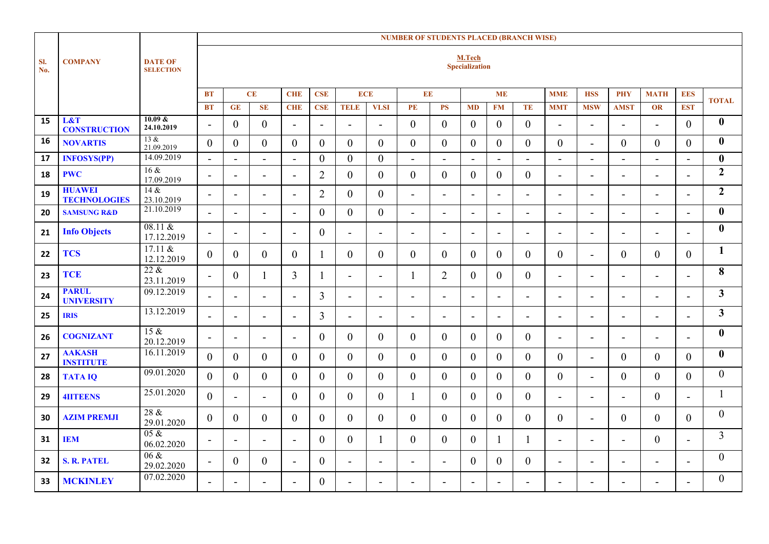| Sl. No. | COMPANY | DATE OF SELECTION | NUMBER OF STUDENTS PLACED (BRANCH WISE) M.Tech Specialization | | | | | | | | | | | | | | | | | | |
|---|---|---|---|---|---|---|---|---|---|---|---|---|---|---|---|---|---|---|---|---|
| | | | BT | CE | | CHE | CSE | ECE | | EE | | ME | | | MME | HSS | PHY | MATH | EES | TOTAL |
| | | | BT | GE | SE | CHE | CSE | TELE | VLSI | PE | PS | MD | FM | TE | MMT | MSW | AMST | OR | EST | |
| 15 | L&T CONSTRUCTION | 10.09 & 24.10.2019 | - | 0 | 0 | - | - | - | - | 0 | 0 | 0 | 0 | 0 | - | - | - | - | 0 | **0** |
| 16 | NOVARTIS | 13 & 21.09.2019 | 0 | 0 | 0 | 0 | 0 | 0 | 0 | 0 | 0 | 0 | 0 | 0 | 0 | - | 0 | 0 | 0 | **0** |
| 17 | INFOSYS(PP) | 14.09.2019 | - | - | - | - | 0 | 0 | 0 | - | - | - | - | - | - | - | - | - | - | **0** |
| 18 | PWC | 16 & 17.09.2019 | - | - | - | - | 2 | 0 | 0 | 0 | 0 | 0 | 0 | 0 | - | - | - | - | - | **2** |
| 19 | HUAWEI TECHNOLOGIES | 14 & 23.10.2019 | - | - | - | - | 2 | 0 | 0 | - | - | - | - | - | - | - | - | - | - | **2** |
| 20 | SAMSUNG R&D | 21.10.2019 | - | - | - | - | 0 | 0 | 0 | - | - | - | - | - | - | - | - | - | - | **0** |
| 21 | Info Objects | 08.11 & 17.12.2019 | - | - | - | - | 0 | - | - | - | - | - | - | - | - | - | - | - | - | **0** |
| 22 | TCS | 17.11 & 12.12.2019 | 0 | 0 | 0 | 0 | 1 | 0 | 0 | 0 | 0 | 0 | 0 | 0 | 0 | - | 0 | 0 | 0 | **1** |
| 23 | TCE | 22 & 23.11.2019 | - | 0 | 1 | 3 | 1 | - | - | 1 | 2 | 0 | 0 | 0 | - | - | - | - | - | **8** |
| 24 | PARUL UNIVERSITY | 09.12.2019 | - | - | - | - | 3 | - | - | - | - | - | - | - | - | - | - | - | - | **3** |
| 25 | IRIS | 13.12.2019 | - | - | - | - | 3 | - | - | - | - | - | - | - | - | - | - | - | - | **3** |
| 26 | COGNIZANT | 15 & 20.12.2019 | - | - | - | - | 0 | 0 | 0 | 0 | 0 | 0 | 0 | 0 | - | - | - | - | - | **0** |
| 27 | AAKASH INSTITUTE | 16.11.2019 | 0 | 0 | 0 | 0 | 0 | 0 | 0 | 0 | 0 | 0 | 0 | 0 | 0 | - | 0 | 0 | 0 | **0** |
| 28 | TATA IQ | 09.01.2020 | 0 | 0 | 0 | 0 | 0 | 0 | 0 | 0 | 0 | 0 | 0 | 0 | 0 | - | 0 | 0 | 0 | 0 |
| 29 | 4IITEENS | 25.01.2020 | 0 | - | - | 0 | 0 | 0 | 0 | 1 | 0 | 0 | 0 | 0 | - | - | - | 0 | - | 1 |
| 30 | AZIM PREMJI | 28 & 29.01.2020 | 0 | 0 | 0 | 0 | 0 | 0 | 0 | 0 | 0 | 0 | 0 | 0 | 0 | - | 0 | 0 | 0 | 0 |
| 31 | IEM | 05 & 06.02.2020 | - | - | - | - | 0 | 0 | 1 | 0 | 0 | 0 | 1 | 1 | - | - | - | 0 | - | 3 |
| 32 | S. R. PATEL | 06 & 29.02.2020 | - | 0 | 0 | - | 0 | - | - | - | - | 0 | 0 | 0 | - | - | - | - | - | 0 |
| 33 | MCKINLEY | 07.02.2020 | - | - | - | - | 0 | - | - | - | - | - | - | - | - | - | - | - | - | 0 |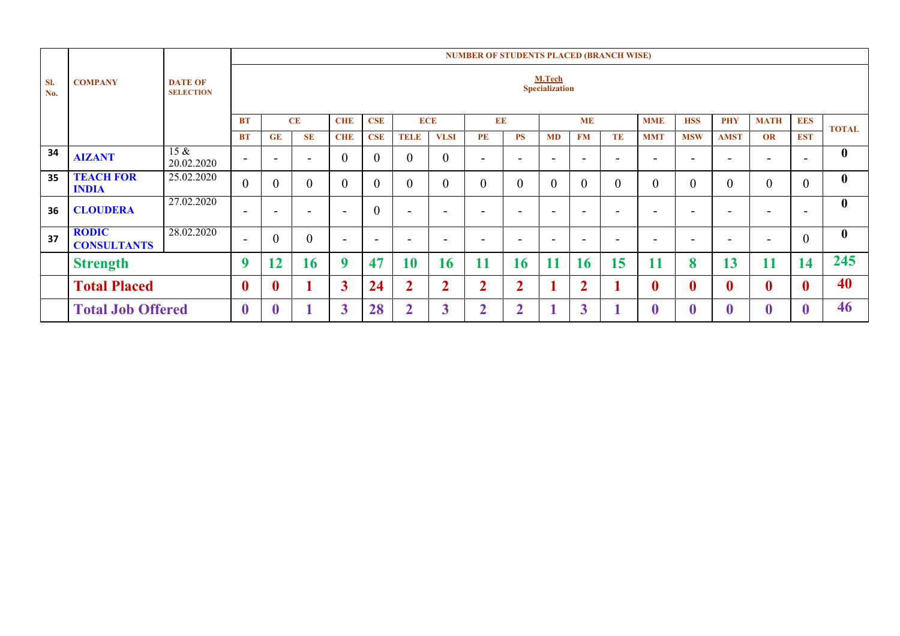| Sl. No. | COMPANY | DATE OF SELECTION | NUMBER OF STUDENTS PLACED (BRANCH WISE) | | | | | | | | | | | | | | | | | |
|---|---|---|---|---|---|---|---|---|---|---|---|---|---|---|---|---|---|---|---|---|
| | | | M.Tech Specialization | | | | | | | | | | | | | | | | | |
| | | | BT | CE | | CHE | CSE | ECE | | EE | | ME | | | MME | HSS | PHY | MATH | EES | TOTAL |
| | | | BT | GE | SE | CHE | CSE | TELE | VLSI | PE | PS | MD | FM | TE | MMT | MSW | AMST | OR | EST | |
| 34 | AIZANT | 15 & 20.02.2020 | - | - | - | 0 | 0 | 0 | 0 | - | - | - | - | - | - | - | - | - | - | 0 |
| 35 | TEACH FOR INDIA | 25.02.2020 | 0 | 0 | 0 | 0 | 0 | 0 | 0 | 0 | 0 | 0 | 0 | 0 | 0 | 0 | 0 | 0 | 0 | 0 |
| 36 | CLOUDERA | 27.02.2020 | - | - | - | - | 0 | - | - | - | - | - | - | - | - | - | - | - | - | 0 |
| 37 | RODIC CONSULTANTS | 28.02.2020 | - | 0 | 0 | - | - | - | - | - | - | - | - | - | - | - | - | - | 0 | 0 |
| | **Strength** | | 9 | 12 | 16 | 9 | 47 | 10 | 16 | 11 | 16 | 11 | 16 | 15 | 11 | 8 | 13 | 11 | 14 | 245 |
| | **Total Placed** | | 0 | 0 | 1 | 3 | 24 | 2 | 2 | 2 | 2 | 1 | 2 | 1 | 0 | 0 | 0 | 0 | 0 | 40 |
| | **Total Job Offered** | | 0 | 0 | 1 | 3 | 28 | 2 | 3 | 2 | 2 | 1 | 3 | 1 | 0 | 0 | 0 | 0 | 0 | 46 |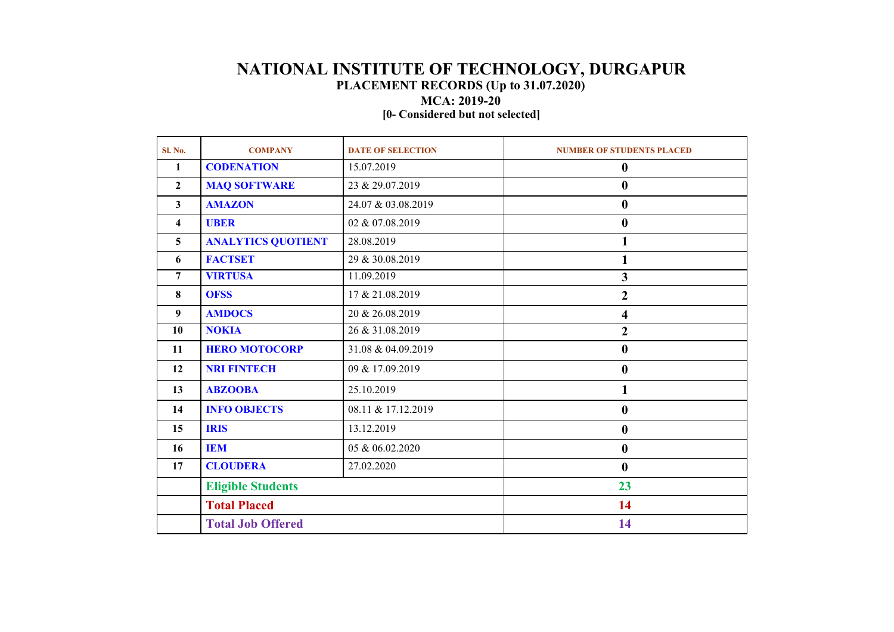# NATIONAL INSTITUTE OF TECHNOLOGY, DURGAPUR

## PLACEMENT RECORDS (Up to 31.07.2020)

### MCA: 2019-20

**[0- Considered but not selected]**

| Sl. No. | COMPANY | DATE OF SELECTION | NUMBER OF STUDENTS PLACED |
|---|---|---|---|
| 1 | CODENATION | 15.07.2019 | 0 |
| 2 | MAQ SOFTWARE | 23 & 29.07.2019 | 0 |
| 3 | AMAZON | 24.07 & 03.08.2019 | 0 |
| 4 | UBER | 02 & 07.08.2019 | 0 |
| 5 | ANALYTICS QUOTIENT | 28.08.2019 | 1 |
| 6 | FACTSET | 29 & 30.08.2019 | 1 |
| 7 | VIRTUSA | 11.09.2019 | 3 |
| 8 | OFSS | 17 & 21.08.2019 | 2 |
| 9 | AMDOCS | 20 & 26.08.2019 | 4 |
| 10 | NOKIA | 26 & 31.08.2019 | 2 |
| 11 | HERO MOTOCORP | 31.08 & 04.09.2019 | 0 |
| 12 | NRI FINTECH | 09 & 17.09.2019 | 0 |
| 13 | ABZOOBA | 25.10.2019 | 1 |
| 14 | INFO OBJECTS | 08.11 & 17.12.2019 | 0 |
| 15 | IRIS | 13.12.2019 | 0 |
| 16 | IEM | 05 & 06.02.2020 | 0 |
| 17 | CLOUDERA | 27.02.2020 | 0 |
| | Eligible Students | | 23 |
| | Total Placed | | 14 |
| | Total Job Offered | | 14 |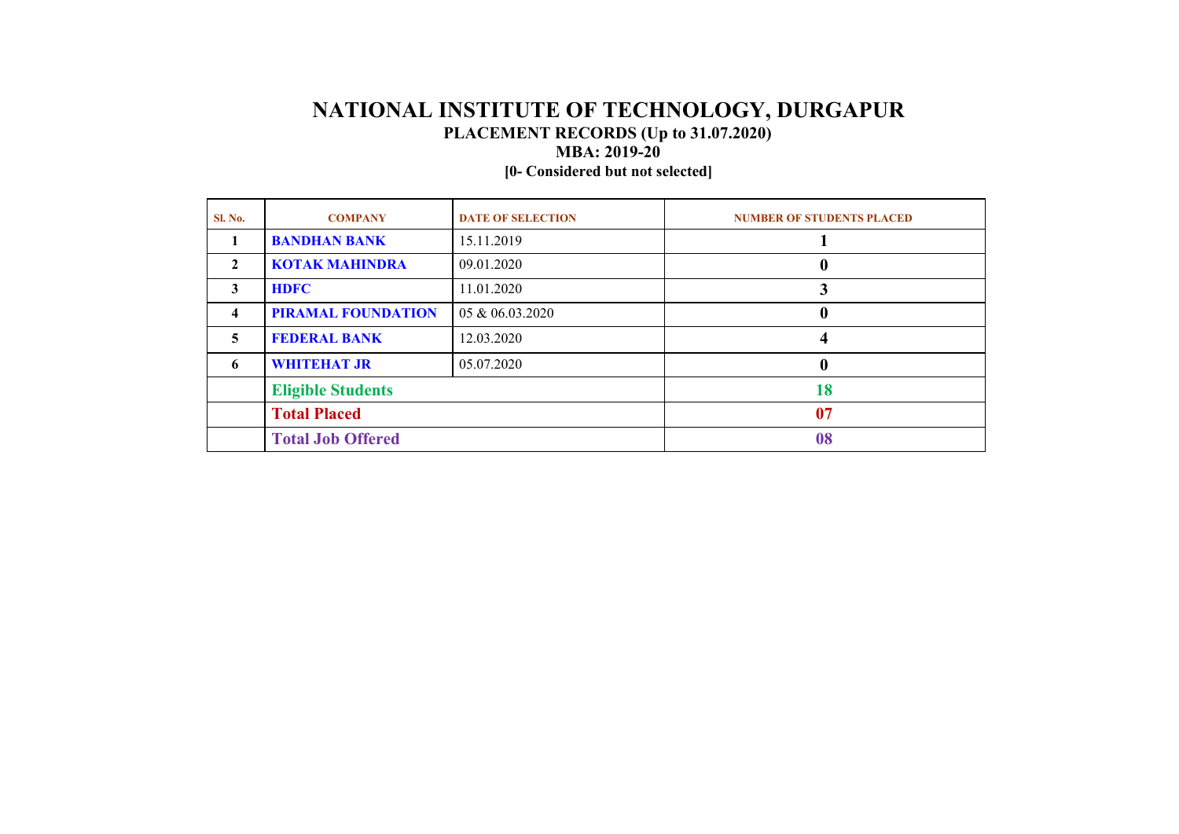# NATIONAL INSTITUTE OF TECHNOLOGY, DURGAPUR

## PLACEMENT RECORDS (Up to 31.07.2020)

## MBA: 2019-20

**[0- Considered but not selected]**

| Sl. No. | COMPANY | DATE OF SELECTION | NUMBER OF STUDENTS PLACED |
|---|---|---|---|
| 1 | BANDHAN BANK | 15.11.2019 | 1 |
| 2 | KOTAK MAHINDRA | 09.01.2020 | 0 |
| 3 | HDFC | 11.01.2020 | 3 |
| 4 | PIRAMAL FOUNDATION | 05 & 06.03.2020 | 0 |
| 5 | FEDERAL BANK | 12.03.2020 | 4 |
| 6 | WHITEHAT JR | 05.07.2020 | 0 |
| | Eligible Students | | 18 |
| | Total Placed | | 07 |
| | Total Job Offered | | 08 |